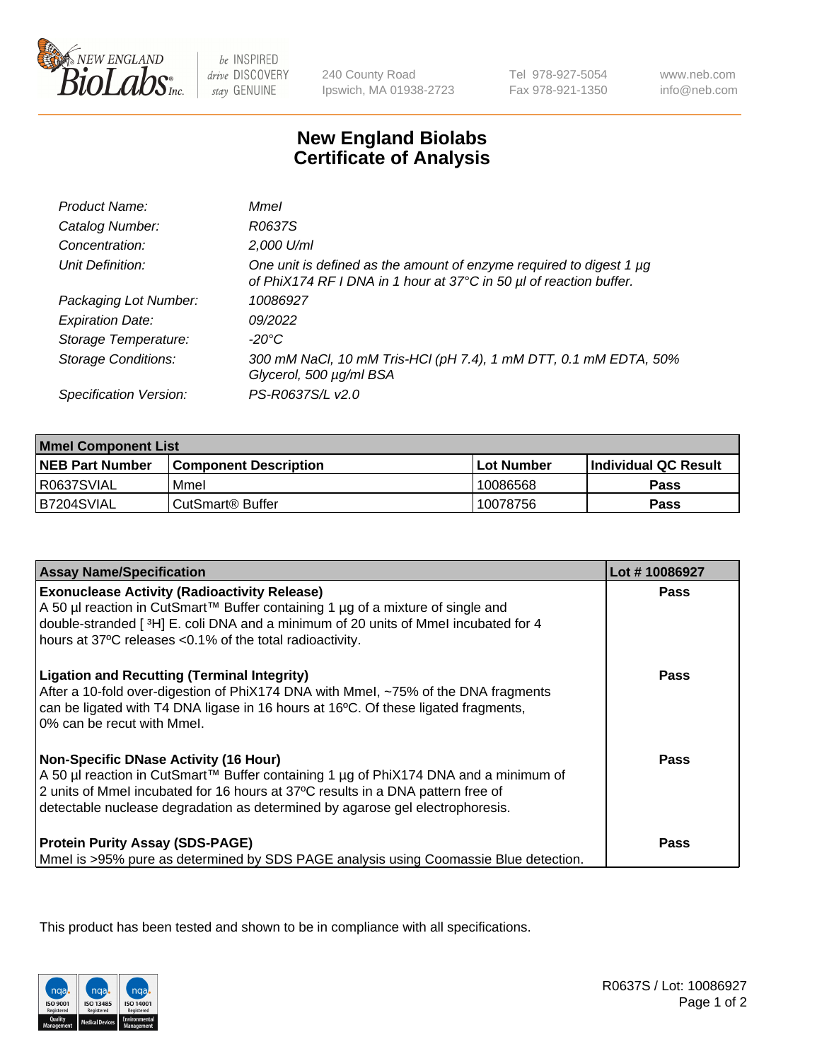# New England Biolabs Certificate of Analysis

| | |
|---|---|
| *Product Name:* | *MmeI* |
| *Catalog Number:* | *R0637S* |
| *Concentration:* | *2,000 U/ml* |
| *Unit Definition:* | *One unit is defined as the amount of enzyme required to digest 1 µg of PhiX174 RF I DNA in 1 hour at 37°C in 50 µl of reaction buffer.* |
| *Packaging Lot Number:* | *10086927* |
| *Expiration Date:* | *09/2022* |
| *Storage Temperature:* | *-20°C* |
| *Storage Conditions:* | *300 mM NaCl, 10 mM Tris-HCl (pH 7.4), 1 mM DTT, 0.1 mM EDTA, 50% Glycerol, 500 µg/ml BSA* |
| *Specification Version:* | *PS-R0637S/L v2.0* |

| **MmeI Component List** | | | |
|---|---|---|---|
| **NEB Part Number** | **Component Description** | **Lot Number** | **Individual QC Result** |
| R0637SVIAL | MmeI | 10086568 | **Pass** |
| B7204SVIAL | CutSmart® Buffer | 10078756 | **Pass** |

| **Assay Name/Specification** | **Lot # 10086927** |
|---|---|
| **Exonuclease Activity (Radioactivity Release)** A 50 µl reaction in CutSmart™ Buffer containing 1 µg of a mixture of single and double-stranded [ $^3$H] E. coli DNA and a minimum of 20 units of MmeI incubated for 4 hours at 37ºC releases <0.1% of the total radioactivity. | **Pass** |
| **Ligation and Recutting (Terminal Integrity)** After a 10-fold over-digestion of PhiX174 DNA with MmeI, ~75% of the DNA fragments can be ligated with T4 DNA ligase in 16 hours at 16ºC. Of these ligated fragments, 0% can be recut with MmeI. | **Pass** |
| **Non-Specific DNase Activity (16 Hour)** A 50 µl reaction in CutSmart™ Buffer containing 1 µg of PhiX174 DNA and a minimum of 2 units of MmeI incubated for 16 hours at 37ºC results in a DNA pattern free of detectable nuclease degradation as determined by agarose gel electrophoresis. | **Pass** |
| **Protein Purity Assay (SDS-PAGE)** MmeI is >95% pure as determined by SDS PAGE analysis using Coomassie Blue detection. | **Pass** |

This product has been tested and shown to be in compliance with all specifications.

R0637S / Lot: 10086927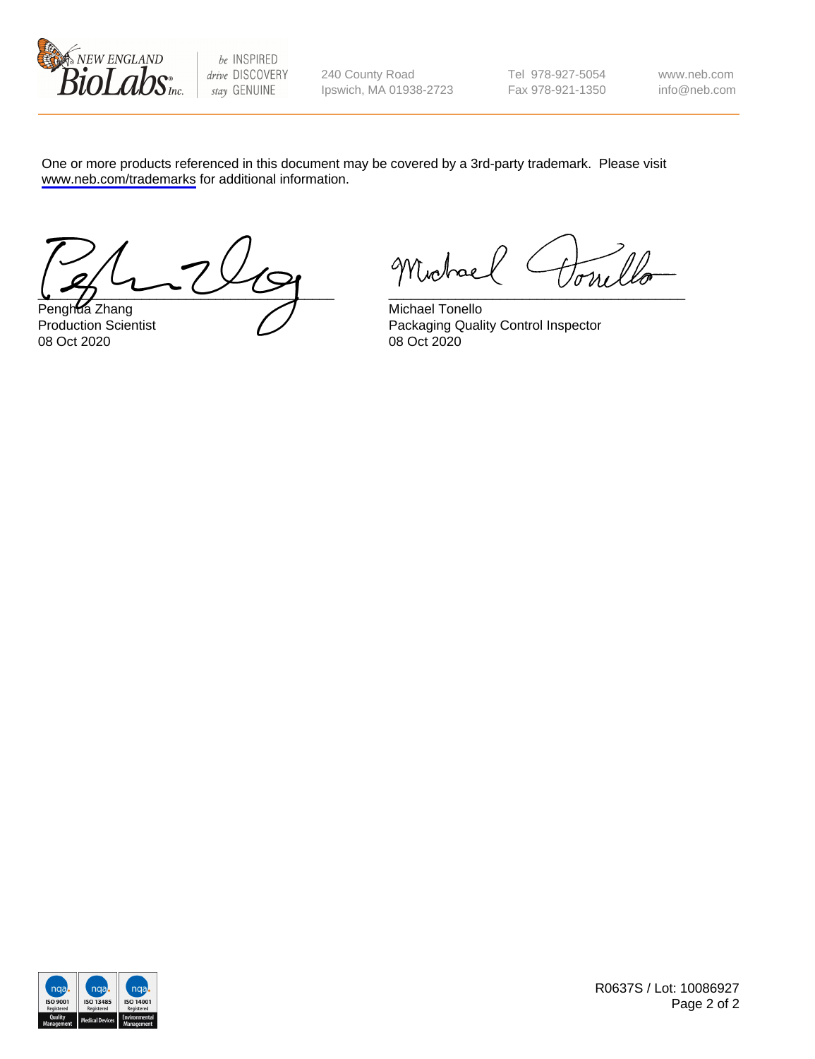One or more products referenced in this document may be covered by a 3rd-party trademark. Please visit www.neb.com/trademarks for additional information.

Penghua Zhang
Production Scientist
08 Oct 2020

Michael Tonello
Packaging Quality Control Inspector
08 Oct 2020

R0637S / Lot: 10086927